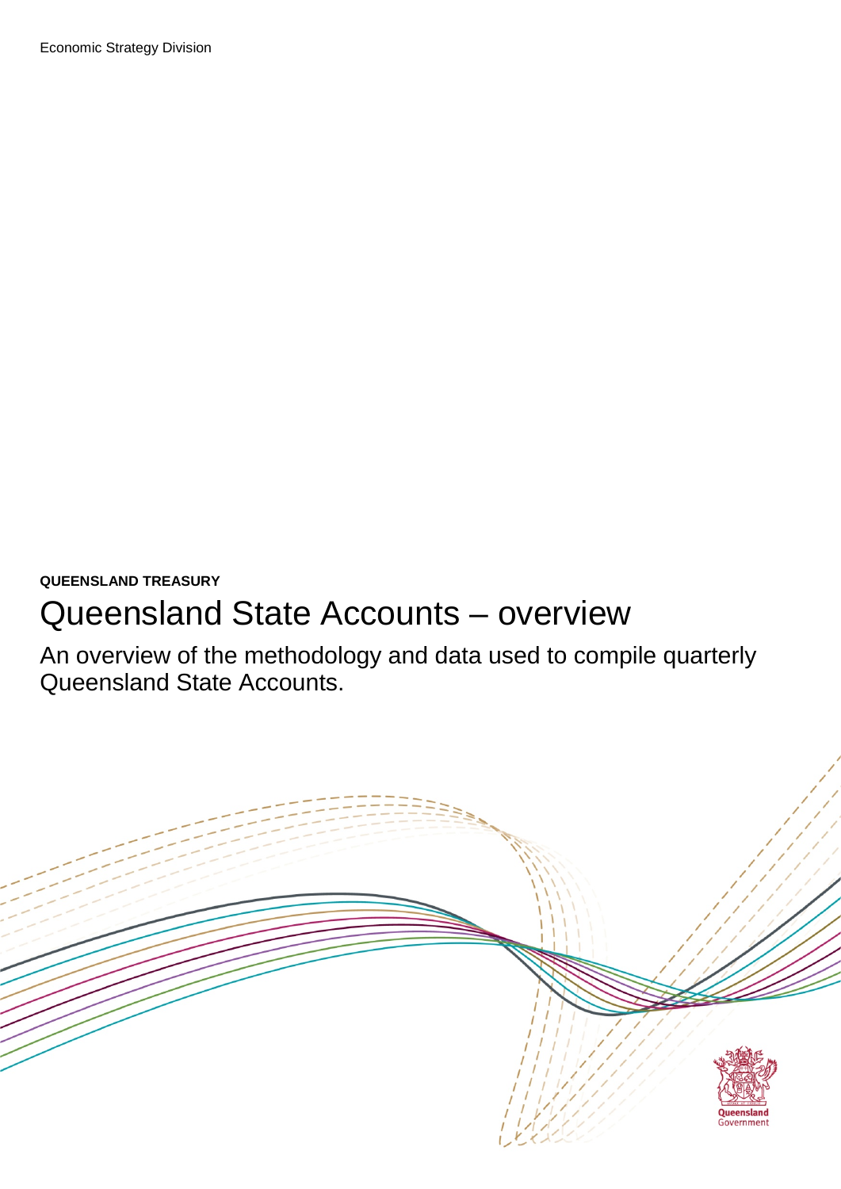Economic Strategy Division

**QUEENSLAND TREASURY**

# Queensland State Accounts – overview

An overview of the methodology and data used to compile quarterly Queensland State Accounts.

Queensland Government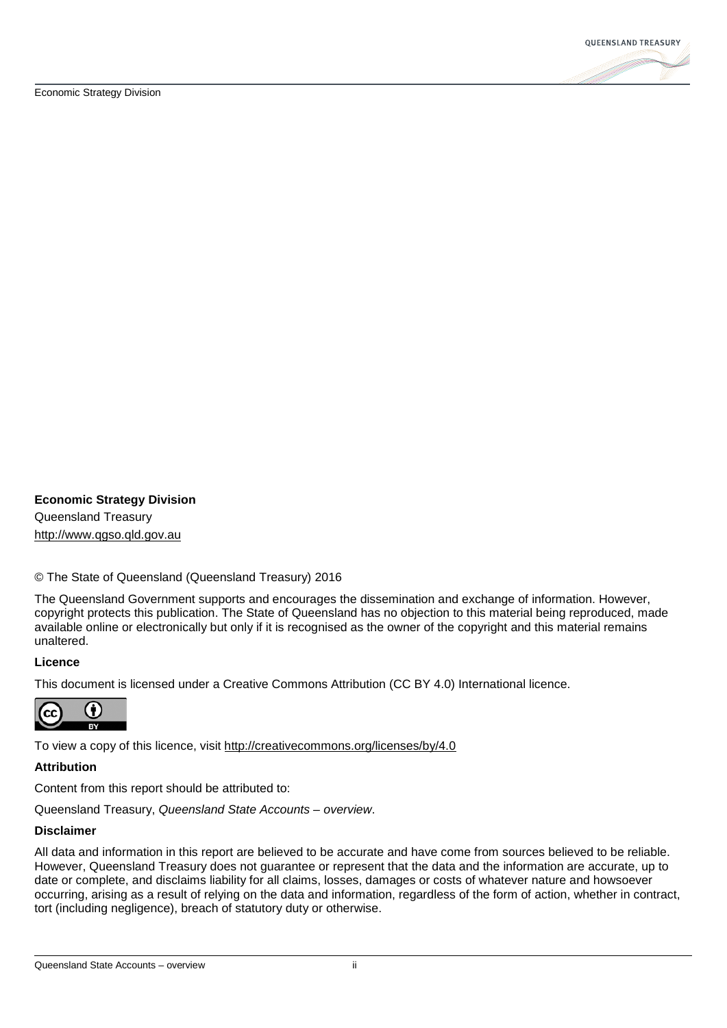**Economic Strategy Division**

Queensland Treasury

http://www.qgso.qld.gov.au

© The State of Queensland (Queensland Treasury) 2016

The Queensland Government supports and encourages the dissemination and exchange of information. However, copyright protects this publication. The State of Queensland has no objection to this material being reproduced, made available online or electronically but only if it is recognised as the owner of the copyright and this material remains unaltered.

**Licence**

This document is licensed under a Creative Commons Attribution (CC BY 4.0) International licence.

To view a copy of this licence, visit http://creativecommons.org/licenses/by/4.0

**Attribution**

Content from this report should be attributed to:

Queensland Treasury, *Queensland State Accounts – overview*.

**Disclaimer**

All data and information in this report are believed to be accurate and have come from sources believed to be reliable. However, Queensland Treasury does not guarantee or represent that the data and the information are accurate, up to date or complete, and disclaims liability for all claims, losses, damages or costs of whatever nature and howsoever occurring, arising as a result of relying on the data and information, regardless of the form of action, whether in contract, tort (including negligence), breach of statutory duty or otherwise.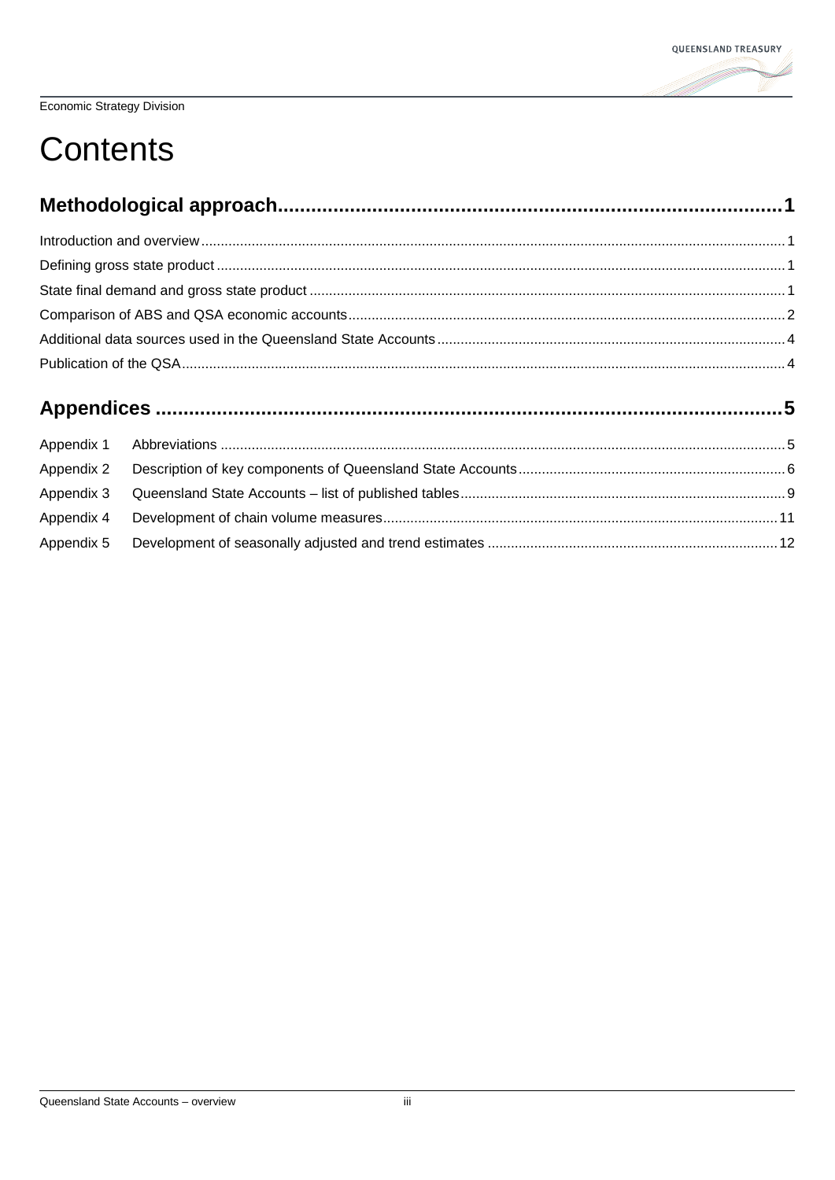# Contents

**Methodological approach** 1

Introduction and overview 1

Defining gross state product 1

State final demand and gross state product 1

Comparison of ABS and QSA economic accounts 2

Additional data sources used in the Queensland State Accounts 4

Publication of the QSA 4

**Appendices** 5

Appendix 1 Abbreviations 5

Appendix 2 Description of key components of Queensland State Accounts 6

Appendix 3 Queensland State Accounts – list of published tables 9

Appendix 4 Development of chain volume measures 11

Appendix 5 Development of seasonally adjusted and trend estimates 12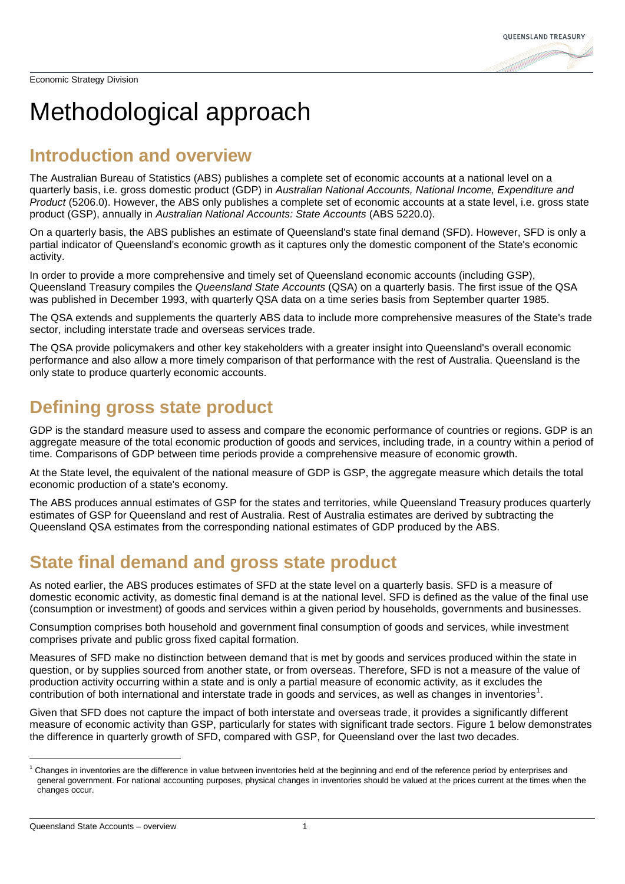Economic Strategy Division

# Methodological approach

## Introduction and overview

The Australian Bureau of Statistics (ABS) publishes a complete set of economic accounts at a national level on a quarterly basis, i.e. gross domestic product (GDP) in *Australian National Accounts, National Income, Expenditure and Product* (5206.0). However, the ABS only publishes a complete set of economic accounts at a state level, i.e. gross state product (GSP), annually in *Australian National Accounts: State Accounts* (ABS 5220.0).

On a quarterly basis, the ABS publishes an estimate of Queensland's state final demand (SFD). However, SFD is only a partial indicator of Queensland's economic growth as it captures only the domestic component of the State's economic activity.

In order to provide a more comprehensive and timely set of Queensland economic accounts (including GSP), Queensland Treasury compiles the *Queensland State Accounts* (QSA) on a quarterly basis. The first issue of the QSA was published in December 1993, with quarterly QSA data on a time series basis from September quarter 1985.

The QSA extends and supplements the quarterly ABS data to include more comprehensive measures of the State's trade sector, including interstate trade and overseas services trade.

The QSA provide policymakers and other key stakeholders with a greater insight into Queensland's overall economic performance and also allow a more timely comparison of that performance with the rest of Australia. Queensland is the only state to produce quarterly economic accounts.

## Defining gross state product

GDP is the standard measure used to assess and compare the economic performance of countries or regions. GDP is an aggregate measure of the total economic production of goods and services, including trade, in a country within a period of time. Comparisons of GDP between time periods provide a comprehensive measure of economic growth.

At the State level, the equivalent of the national measure of GDP is GSP, the aggregate measure which details the total economic production of a state's economy.

The ABS produces annual estimates of GSP for the states and territories, while Queensland Treasury produces quarterly estimates of GSP for Queensland and rest of Australia. Rest of Australia estimates are derived by subtracting the Queensland QSA estimates from the corresponding national estimates of GDP produced by the ABS.

## State final demand and gross state product

As noted earlier, the ABS produces estimates of SFD at the state level on a quarterly basis. SFD is a measure of domestic economic activity, as domestic final demand is at the national level. SFD is defined as the value of the final use (consumption or investment) of goods and services within a given period by households, governments and businesses.

Consumption comprises both household and government final consumption of goods and services, while investment comprises private and public gross fixed capital formation.

Measures of SFD make no distinction between demand that is met by goods and services produced within the state in question, or by supplies sourced from another state, or from overseas. Therefore, SFD is not a measure of the value of production activity occurring within a state and is only a partial measure of economic activity, as it excludes the contribution of both international and interstate trade in goods and services, as well as changes in inventories[1].

Given that SFD does not capture the impact of both interstate and overseas trade, it provides a significantly different measure of economic activity than GSP, particularly for states with significant trade sectors. Figure 1 below demonstrates the difference in quarterly growth of SFD, compared with GSP, for Queensland over the last two decades.

[1] Changes in inventories are the difference in value between inventories held at the beginning and end of the reference period by enterprises and general government. For national accounting purposes, physical changes in inventories should be valued at the prices current at the times when the changes occur.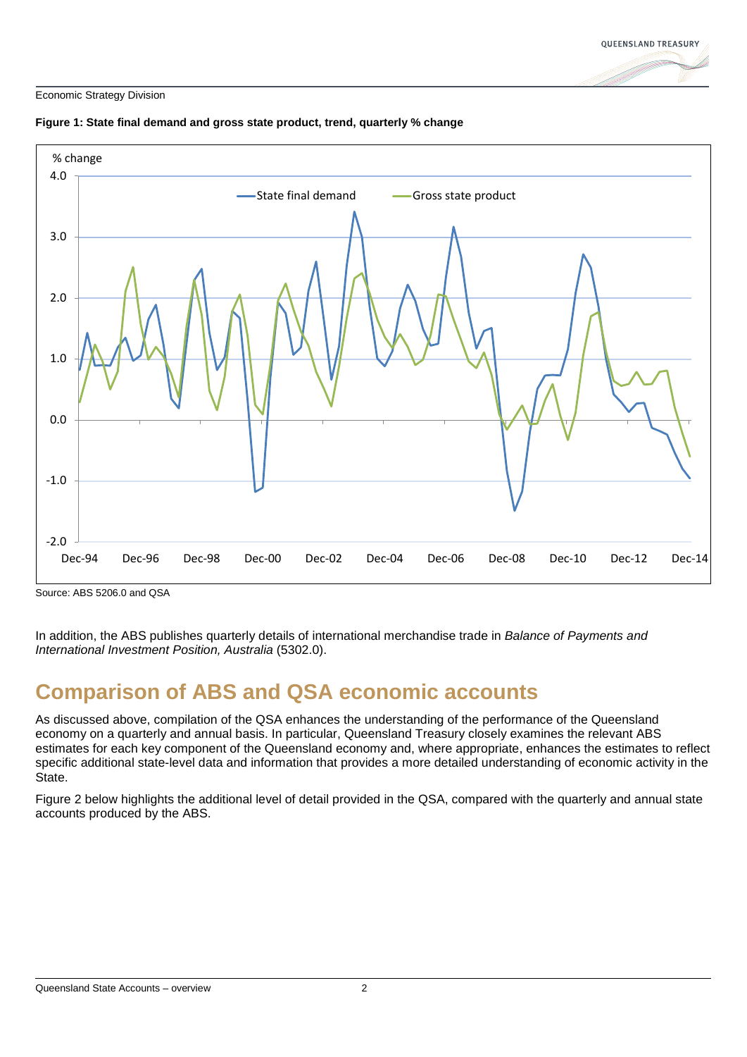Economic Strategy Division

**Figure 1: State final demand and gross state product, trend, quarterly % change**

Source: ABS 5206.0 and QSA

In addition, the ABS publishes quarterly details of international merchandise trade in *Balance of Payments and International Investment Position, Australia* (5302.0).

# Comparison of ABS and QSA economic accounts

As discussed above, compilation of the QSA enhances the understanding of the performance of the Queensland economy on a quarterly and annual basis. In particular, Queensland Treasury closely examines the relevant ABS estimates for each key component of the Queensland economy and, where appropriate, enhances the estimates to reflect specific additional state-level data and information that provides a more detailed understanding of economic activity in the State.

Figure 2 below highlights the additional level of detail provided in the QSA, compared with the quarterly and annual state accounts produced by the ABS.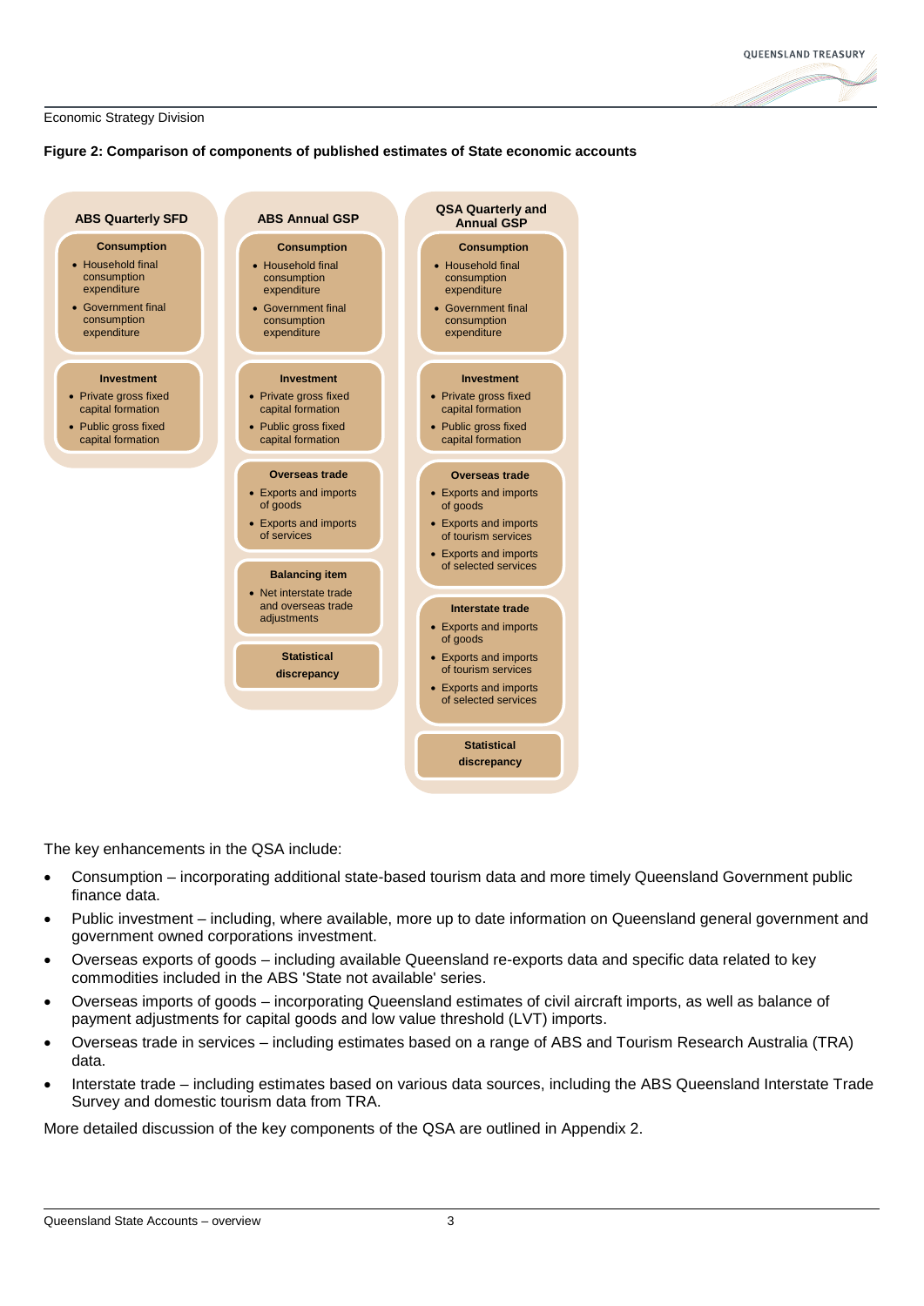Economic Strategy Division

**Figure 2: Comparison of components of published estimates of State economic accounts**

| ABS Quarterly SFD | ABS Annual GSP | QSA Quarterly and Annual GSP |
|---|---|---|
| **Consumption**<br>• Household final consumption expenditure<br>• Government final consumption expenditure | **Consumption**<br>• Household final consumption expenditure<br>• Government final consumption expenditure | **Consumption**<br>• Household final consumption expenditure<br>• Government final consumption expenditure |
| **Investment**<br>• Private gross fixed capital formation<br>• Public gross fixed capital formation | **Investment**<br>• Private gross fixed capital formation<br>• Public gross fixed capital formation | **Investment**<br>• Private gross fixed capital formation<br>• Public gross fixed capital formation |
| | **Overseas trade**<br>• Exports and imports of goods<br>• Exports and imports of services | **Overseas trade**<br>• Exports and imports of goods<br>• Exports and imports of tourism services<br>• Exports and imports of selected services |
| | **Balancing item**<br>• Net interstate trade and overseas trade adjustments | **Interstate trade**<br>• Exports and imports of goods<br>• Exports and imports of tourism services<br>• Exports and imports of selected services |
| | **Statistical discrepancy** | **Statistical discrepancy** |

The key enhancements in the QSA include:

- Consumption – incorporating additional state-based tourism data and more timely Queensland Government public finance data.
- Public investment – including, where available, more up to date information on Queensland general government and government owned corporations investment.
- Overseas exports of goods – including available Queensland re-exports data and specific data related to key commodities included in the ABS 'State not available' series.
- Overseas imports of goods – incorporating Queensland estimates of civil aircraft imports, as well as balance of payment adjustments for capital goods and low value threshold (LVT) imports.
- Overseas trade in services – including estimates based on a range of ABS and Tourism Research Australia (TRA) data.
- Interstate trade – including estimates based on various data sources, including the ABS Queensland Interstate Trade Survey and domestic tourism data from TRA.

More detailed discussion of the key components of the QSA are outlined in Appendix 2.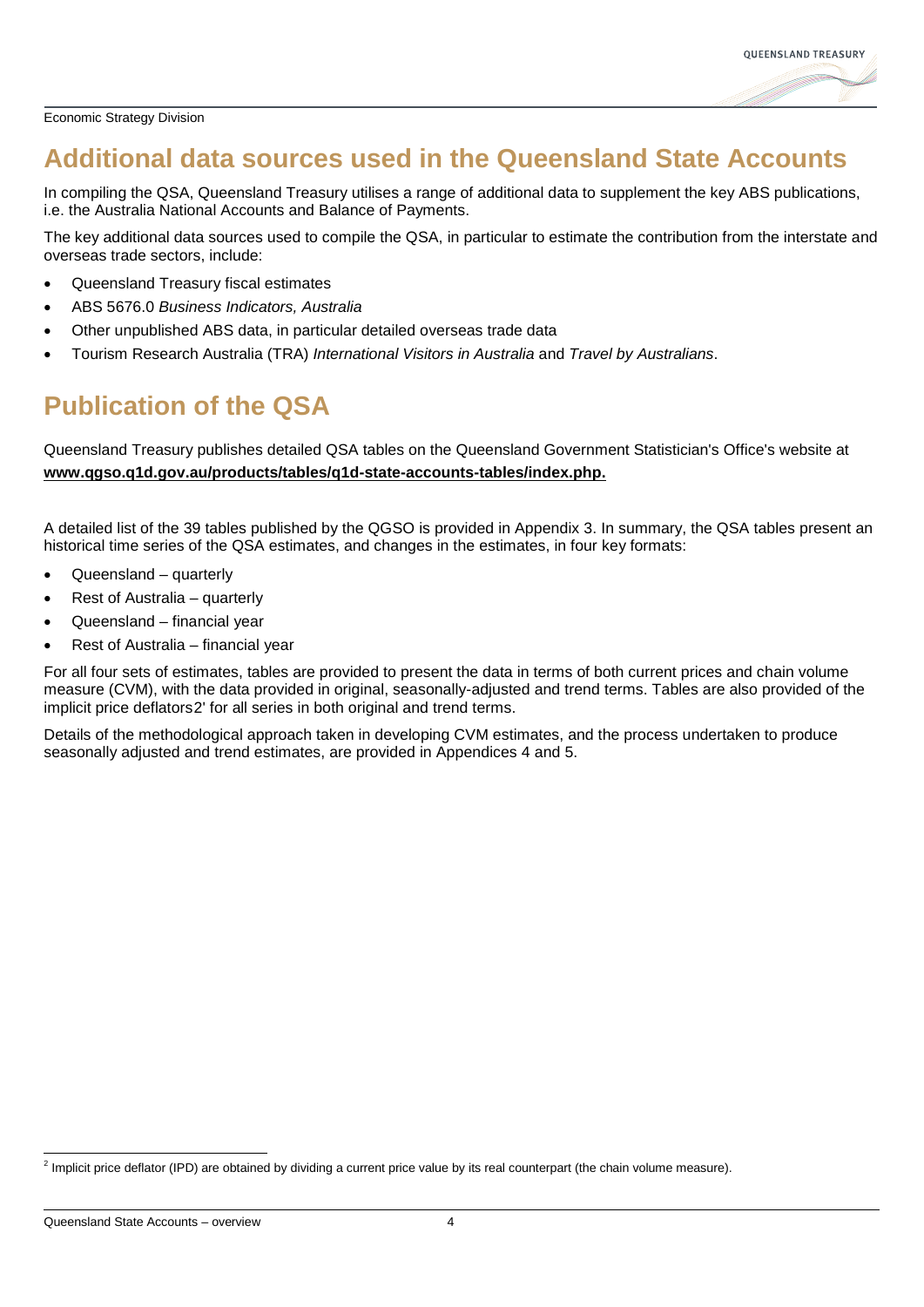## Additional data sources used in the Queensland State Accounts

In compiling the QSA, Queensland Treasury utilises a range of additional data to supplement the key ABS publications, i.e. the Australia National Accounts and Balance of Payments.

The key additional data sources used to compile the QSA, in particular to estimate the contribution from the interstate and overseas trade sectors, include:

- Queensland Treasury fiscal estimates
- ABS 5676.0 *Business Indicators, Australia*
- Other unpublished ABS data, in particular detailed overseas trade data
- Tourism Research Australia (TRA) *International Visitors in Australia* and *Travel by Australians*.

## Publication of the QSA

Queensland Treasury publishes detailed QSA tables on the Queensland Government Statistician's Office's website at **www.qgso.q1d.gov.au/products/tables/q1d-state-accounts-tables/index.php.**

A detailed list of the 39 tables published by the QGSO is provided in Appendix 3. In summary, the QSA tables present an historical time series of the QSA estimates, and changes in the estimates, in four key formats:

- Queensland – quarterly
- Rest of Australia – quarterly
- Queensland – financial year
- Rest of Australia – financial year

For all four sets of estimates, tables are provided to present the data in terms of both current prices and chain volume measure (CVM), with the data provided in original, seasonally-adjusted and trend terms. Tables are also provided of the implicit price deflators[2]' for all series in both original and trend terms.

Details of the methodological approach taken in developing CVM estimates, and the process undertaken to produce seasonally adjusted and trend estimates, are provided in Appendices 4 and 5.

[2] Implicit price deflator (IPD) are obtained by dividing a current price value by its real counterpart (the chain volume measure).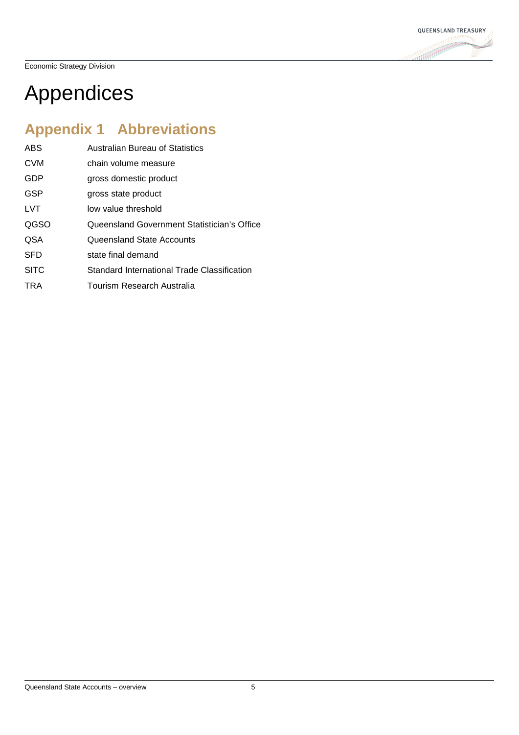# Appendices

## Appendix 1 Abbreviations

| | |
|---|---|
| ABS | Australian Bureau of Statistics |
| CVM | chain volume measure |
| GDP | gross domestic product |
| GSP | gross state product |
| LVT | low value threshold |
| QGSO | Queensland Government Statistician's Office |
| QSA | Queensland State Accounts |
| SFD | state final demand |
| SITC | Standard International Trade Classification |
| TRA | Tourism Research Australia |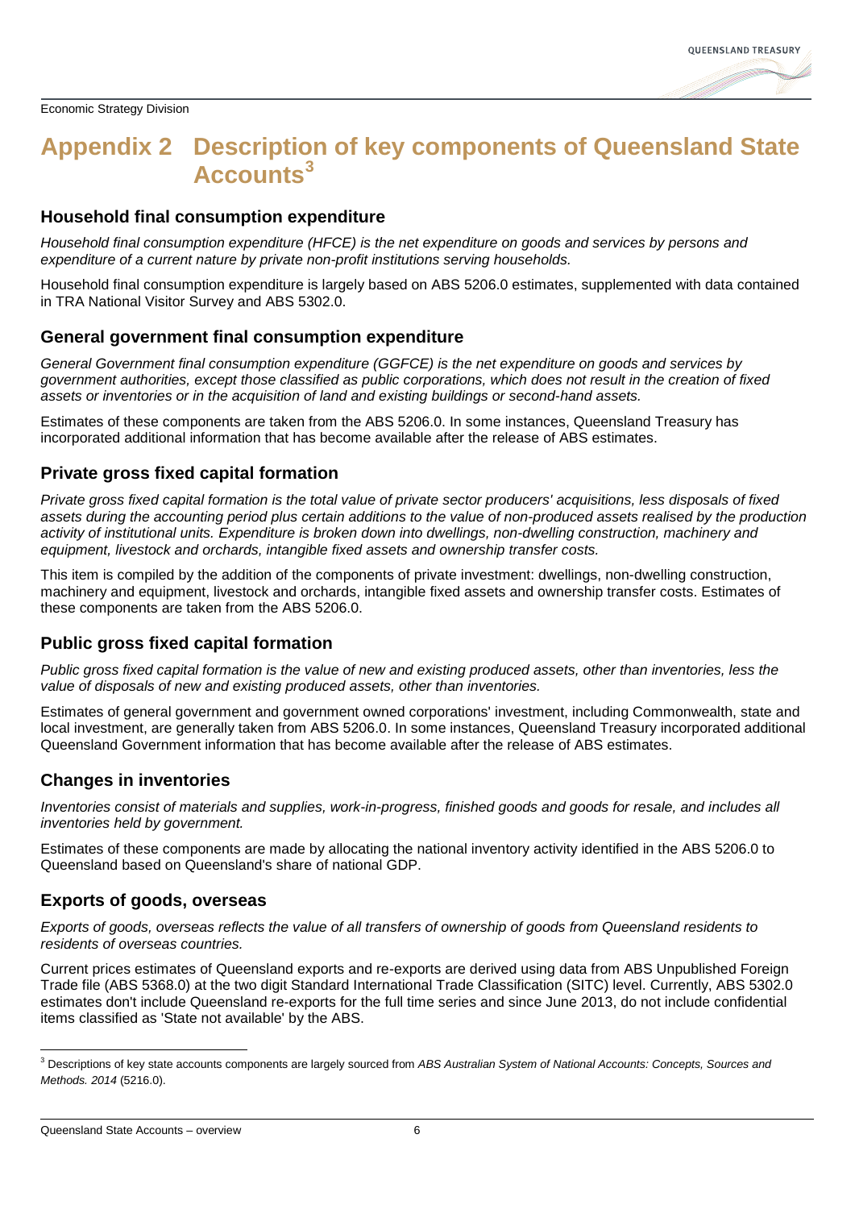# Appendix 2 Description of key components of Queensland State Accounts[3]

## Household final consumption expenditure

*Household final consumption expenditure (HFCE) is the net expenditure on goods and services by persons and expenditure of a current nature by private non-profit institutions serving households.*

Household final consumption expenditure is largely based on ABS 5206.0 estimates, supplemented with data contained in TRA National Visitor Survey and ABS 5302.0.

## General government final consumption expenditure

*General Government final consumption expenditure (GGFCE) is the net expenditure on goods and services by government authorities, except those classified as public corporations, which does not result in the creation of fixed assets or inventories or in the acquisition of land and existing buildings or second-hand assets.*

Estimates of these components are taken from the ABS 5206.0. In some instances, Queensland Treasury has incorporated additional information that has become available after the release of ABS estimates.

## Private gross fixed capital formation

*Private gross fixed capital formation is the total value of private sector producers' acquisitions, less disposals of fixed assets during the accounting period plus certain additions to the value of non-produced assets realised by the production activity of institutional units. Expenditure is broken down into dwellings, non-dwelling construction, machinery and equipment, livestock and orchards, intangible fixed assets and ownership transfer costs.*

This item is compiled by the addition of the components of private investment: dwellings, non-dwelling construction, machinery and equipment, livestock and orchards, intangible fixed assets and ownership transfer costs. Estimates of these components are taken from the ABS 5206.0.

## Public gross fixed capital formation

*Public gross fixed capital formation is the value of new and existing produced assets, other than inventories, less the value of disposals of new and existing produced assets, other than inventories.*

Estimates of general government and government owned corporations' investment, including Commonwealth, state and local investment, are generally taken from ABS 5206.0. In some instances, Queensland Treasury incorporated additional Queensland Government information that has become available after the release of ABS estimates.

## Changes in inventories

*Inventories consist of materials and supplies, work-in-progress, finished goods and goods for resale, and includes all inventories held by government.*

Estimates of these components are made by allocating the national inventory activity identified in the ABS 5206.0 to Queensland based on Queensland's share of national GDP.

## Exports of goods, overseas

*Exports of goods, overseas reflects the value of all transfers of ownership of goods from Queensland residents to residents of overseas countries.*

Current prices estimates of Queensland exports and re-exports are derived using data from ABS Unpublished Foreign Trade file (ABS 5368.0) at the two digit Standard International Trade Classification (SITC) level. Currently, ABS 5302.0 estimates don't include Queensland re-exports for the full time series and since June 2013, do not include confidential items classified as 'State not available' by the ABS.

---

[3] Descriptions of key state accounts components are largely sourced from *ABS Australian System of National Accounts: Concepts, Sources and Methods. 2014* (5216.0).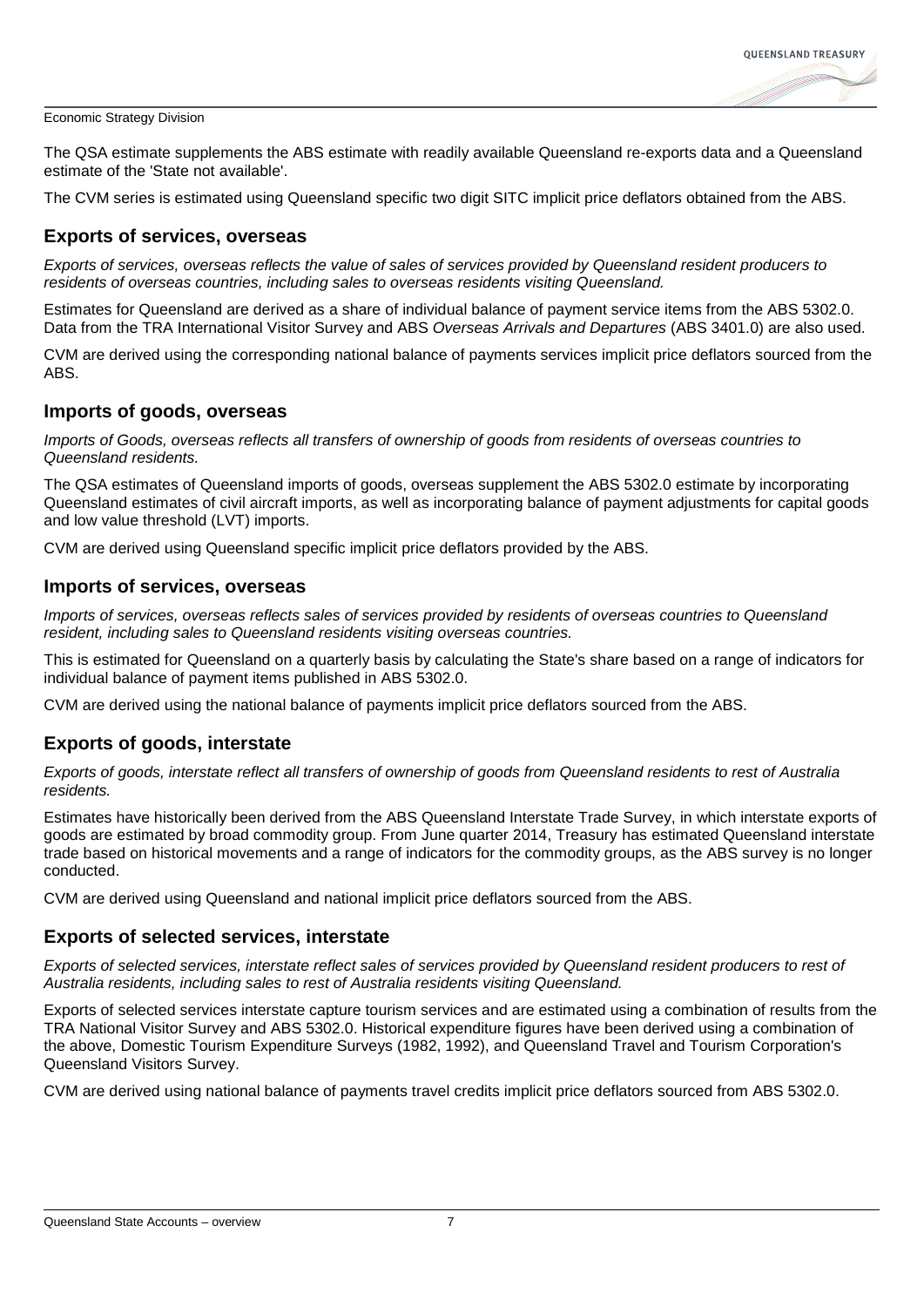The QSA estimate supplements the ABS estimate with readily available Queensland re-exports data and a Queensland estimate of the 'State not available'.

The CVM series is estimated using Queensland specific two digit SITC implicit price deflators obtained from the ABS.

## Exports of services, overseas

*Exports of services, overseas reflects the value of sales of services provided by Queensland resident producers to residents of overseas countries, including sales to overseas residents visiting Queensland.*

Estimates for Queensland are derived as a share of individual balance of payment service items from the ABS 5302.0. Data from the TRA International Visitor Survey and ABS *Overseas Arrivals and Departures* (ABS 3401.0) are also used.

CVM are derived using the corresponding national balance of payments services implicit price deflators sourced from the ABS.

## Imports of goods, overseas

*Imports of Goods, overseas reflects all transfers of ownership of goods from residents of overseas countries to Queensland residents.*

The QSA estimates of Queensland imports of goods, overseas supplement the ABS 5302.0 estimate by incorporating Queensland estimates of civil aircraft imports, as well as incorporating balance of payment adjustments for capital goods and low value threshold (LVT) imports.

CVM are derived using Queensland specific implicit price deflators provided by the ABS.

## Imports of services, overseas

*Imports of services, overseas reflects sales of services provided by residents of overseas countries to Queensland resident, including sales to Queensland residents visiting overseas countries.*

This is estimated for Queensland on a quarterly basis by calculating the State's share based on a range of indicators for individual balance of payment items published in ABS 5302.0.

CVM are derived using the national balance of payments implicit price deflators sourced from the ABS.

## Exports of goods, interstate

*Exports of goods, interstate reflect all transfers of ownership of goods from Queensland residents to rest of Australia residents.*

Estimates have historically been derived from the ABS Queensland Interstate Trade Survey, in which interstate exports of goods are estimated by broad commodity group. From June quarter 2014, Treasury has estimated Queensland interstate trade based on historical movements and a range of indicators for the commodity groups, as the ABS survey is no longer conducted.

CVM are derived using Queensland and national implicit price deflators sourced from the ABS.

## Exports of selected services, interstate

*Exports of selected services, interstate reflect sales of services provided by Queensland resident producers to rest of Australia residents, including sales to rest of Australia residents visiting Queensland.*

Exports of selected services interstate capture tourism services and are estimated using a combination of results from the TRA National Visitor Survey and ABS 5302.0. Historical expenditure figures have been derived using a combination of the above, Domestic Tourism Expenditure Surveys (1982, 1992), and Queensland Travel and Tourism Corporation's Queensland Visitors Survey.

CVM are derived using national balance of payments travel credits implicit price deflators sourced from ABS 5302.0.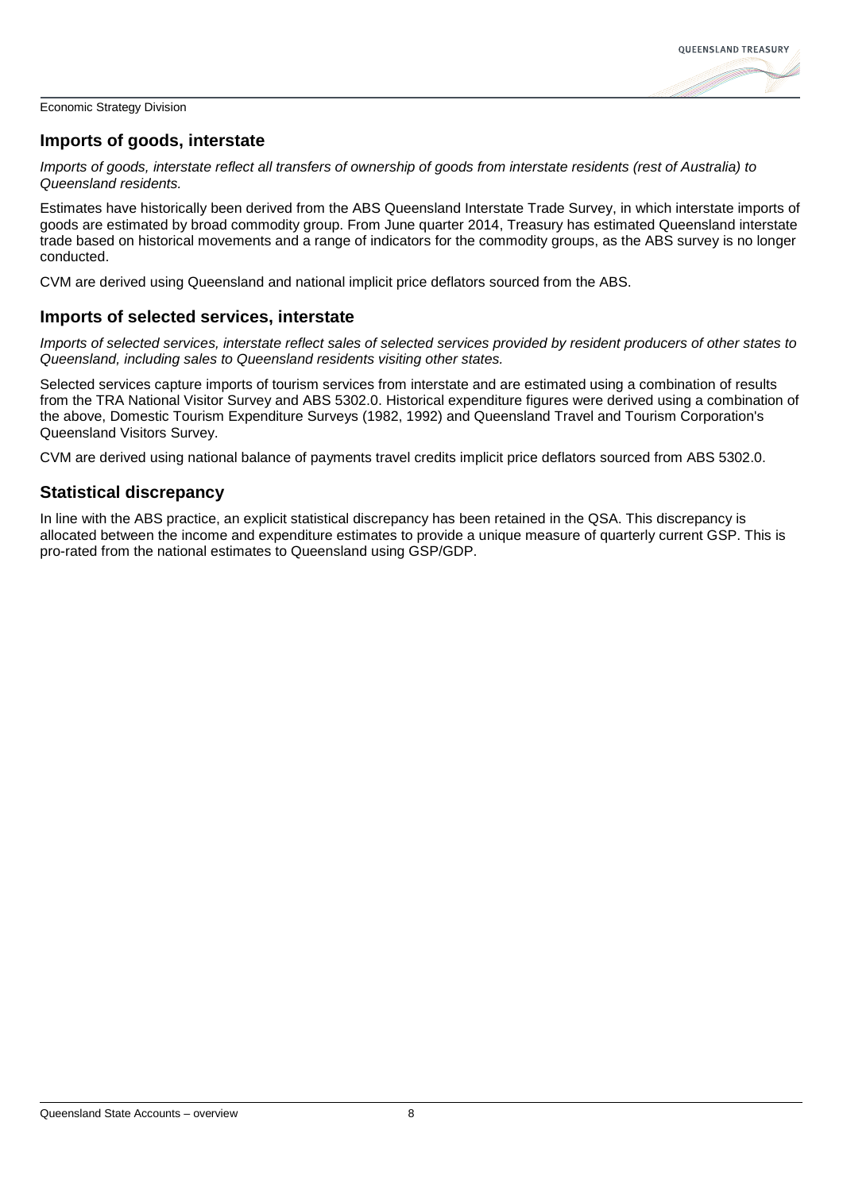## Imports of goods, interstate

*Imports of goods, interstate reflect all transfers of ownership of goods from interstate residents (rest of Australia) to Queensland residents.*

Estimates have historically been derived from the ABS Queensland Interstate Trade Survey, in which interstate imports of goods are estimated by broad commodity group. From June quarter 2014, Treasury has estimated Queensland interstate trade based on historical movements and a range of indicators for the commodity groups, as the ABS survey is no longer conducted.

CVM are derived using Queensland and national implicit price deflators sourced from the ABS.

## Imports of selected services, interstate

*Imports of selected services, interstate reflect sales of selected services provided by resident producers of other states to Queensland, including sales to Queensland residents visiting other states.*

Selected services capture imports of tourism services from interstate and are estimated using a combination of results from the TRA National Visitor Survey and ABS 5302.0. Historical expenditure figures were derived using a combination of the above, Domestic Tourism Expenditure Surveys (1982, 1992) and Queensland Travel and Tourism Corporation's Queensland Visitors Survey.

CVM are derived using national balance of payments travel credits implicit price deflators sourced from ABS 5302.0.

## Statistical discrepancy

In line with the ABS practice, an explicit statistical discrepancy has been retained in the QSA. This discrepancy is allocated between the income and expenditure estimates to provide a unique measure of quarterly current GSP. This is pro-rated from the national estimates to Queensland using GSP/GDP.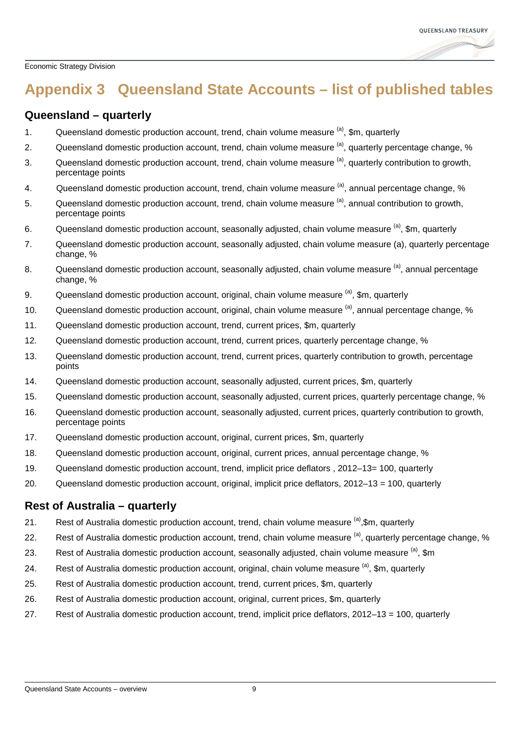# Appendix 3 Queensland State Accounts – list of published tables

## Queensland – quarterly

1. Queensland domestic production account, trend, chain volume measure [(a)], $m, quarterly
2. Queensland domestic production account, trend, chain volume measure [(a)], quarterly percentage change, %
3. Queensland domestic production account, trend, chain volume measure [(a)], quarterly contribution to growth, percentage points
4. Queensland domestic production account, trend, chain volume measure [(a)], annual percentage change, %
5. Queensland domestic production account, trend, chain volume measure [(a)], annual contribution to growth, percentage points
6. Queensland domestic production account, seasonally adjusted, chain volume measure [(a)], $m, quarterly
7. Queensland domestic production account, seasonally adjusted, chain volume measure (a), quarterly percentage change, %
8. Queensland domestic production account, seasonally adjusted, chain volume measure [(a)], annual percentage change, %
9. Queensland domestic production account, original, chain volume measure [(a)], $m, quarterly
10. Queensland domestic production account, original, chain volume measure [(a)], annual percentage change, %
11. Queensland domestic production account, trend, current prices, $m, quarterly
12. Queensland domestic production account, trend, current prices, quarterly percentage change, %
13. Queensland domestic production account, trend, current prices, quarterly contribution to growth, percentage points
14. Queensland domestic production account, seasonally adjusted, current prices, $m, quarterly
15. Queensland domestic production account, seasonally adjusted, current prices, quarterly percentage change, %
16. Queensland domestic production account, seasonally adjusted, current prices, quarterly contribution to growth, percentage points
17. Queensland domestic production account, original, current prices, $m, quarterly
18. Queensland domestic production account, original, current prices, annual percentage change, %
19. Queensland domestic production account, trend, implicit price deflators , 2012–13= 100, quarterly
20. Queensland domestic production account, original, implicit price deflators, 2012–13 = 100, quarterly

## Rest of Australia – quarterly

21. Rest of Australia domestic production account, trend, chain volume measure [(a)],$m, quarterly
22. Rest of Australia domestic production account, trend, chain volume measure [(a)], quarterly percentage change, %
23. Rest of Australia domestic production account, seasonally adjusted, chain volume measure [(a)], $m
24. Rest of Australia domestic production account, original, chain volume measure [(a)], $m, quarterly
25. Rest of Australia domestic production account, trend, current prices, $m, quarterly
26. Rest of Australia domestic production account, original, current prices, $m, quarterly
27. Rest of Australia domestic production account, trend, implicit price deflators, 2012–13 = 100, quarterly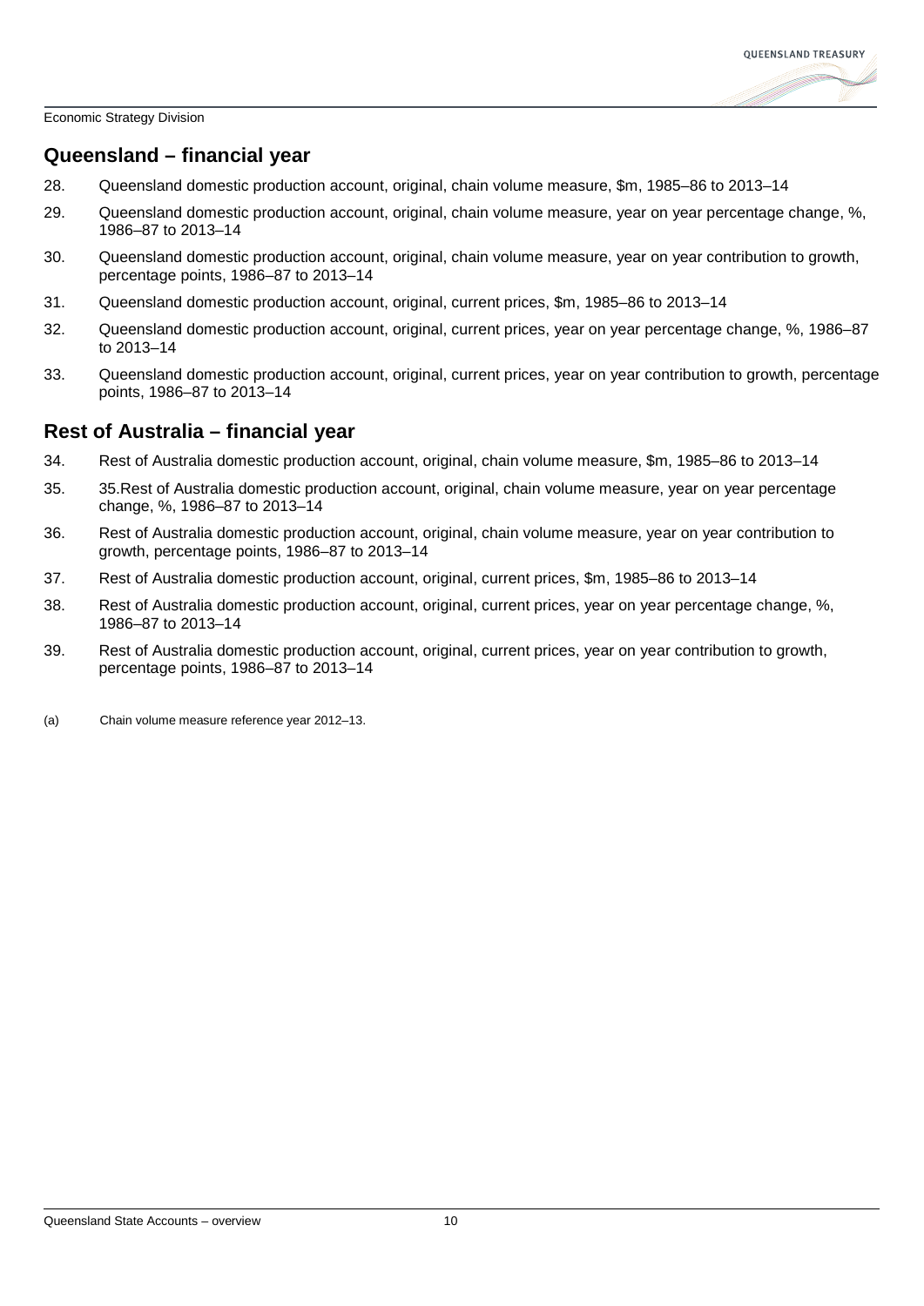## Queensland – financial year

28. Queensland domestic production account, original, chain volume measure, $m, 1985–86 to 2013–14
29. Queensland domestic production account, original, chain volume measure, year on year percentage change, %, 1986–87 to 2013–14
30. Queensland domestic production account, original, chain volume measure, year on year contribution to growth, percentage points, 1986–87 to 2013–14
31. Queensland domestic production account, original, current prices, $m, 1985–86 to 2013–14
32. Queensland domestic production account, original, current prices, year on year percentage change, %, 1986–87 to 2013–14
33. Queensland domestic production account, original, current prices, year on year contribution to growth, percentage points, 1986–87 to 2013–14

## Rest of Australia – financial year

34. Rest of Australia domestic production account, original, chain volume measure, $m, 1985–86 to 2013–14
35. 35.Rest of Australia domestic production account, original, chain volume measure, year on year percentage change, %, 1986–87 to 2013–14
36. Rest of Australia domestic production account, original, chain volume measure, year on year contribution to growth, percentage points, 1986–87 to 2013–14
37. Rest of Australia domestic production account, original, current prices, $m, 1985–86 to 2013–14
38. Rest of Australia domestic production account, original, current prices, year on year percentage change, %, 1986–87 to 2013–14
39. Rest of Australia domestic production account, original, current prices, year on year contribution to growth, percentage points, 1986–87 to 2013–14

(a) Chain volume measure reference year 2012–13.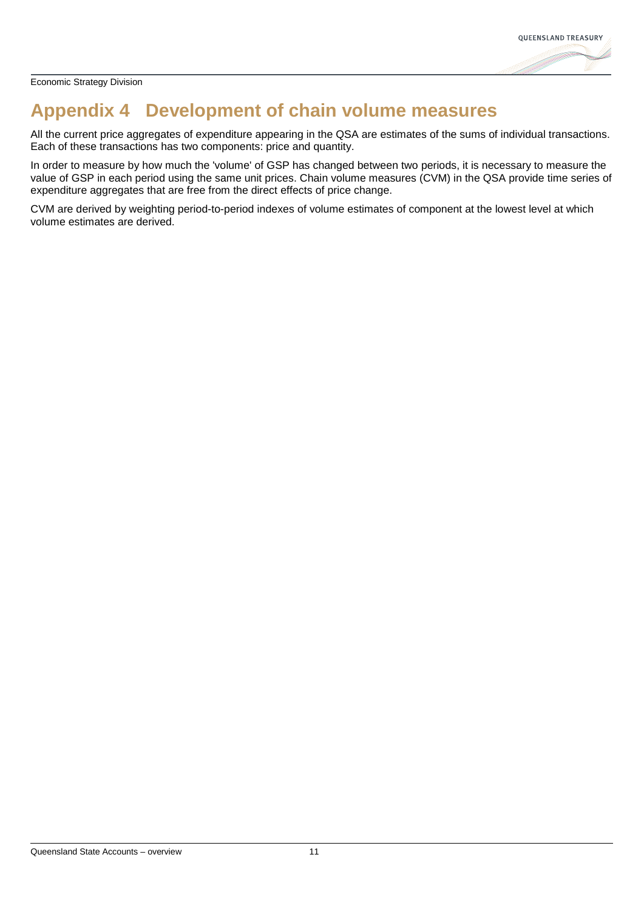# Appendix 4 Development of chain volume measures

All the current price aggregates of expenditure appearing in the QSA are estimates of the sums of individual transactions. Each of these transactions has two components: price and quantity.

In order to measure by how much the 'volume' of GSP has changed between two periods, it is necessary to measure the value of GSP in each period using the same unit prices. Chain volume measures (CVM) in the QSA provide time series of expenditure aggregates that are free from the direct effects of price change.

CVM are derived by weighting period-to-period indexes of volume estimates of component at the lowest level at which volume estimates are derived.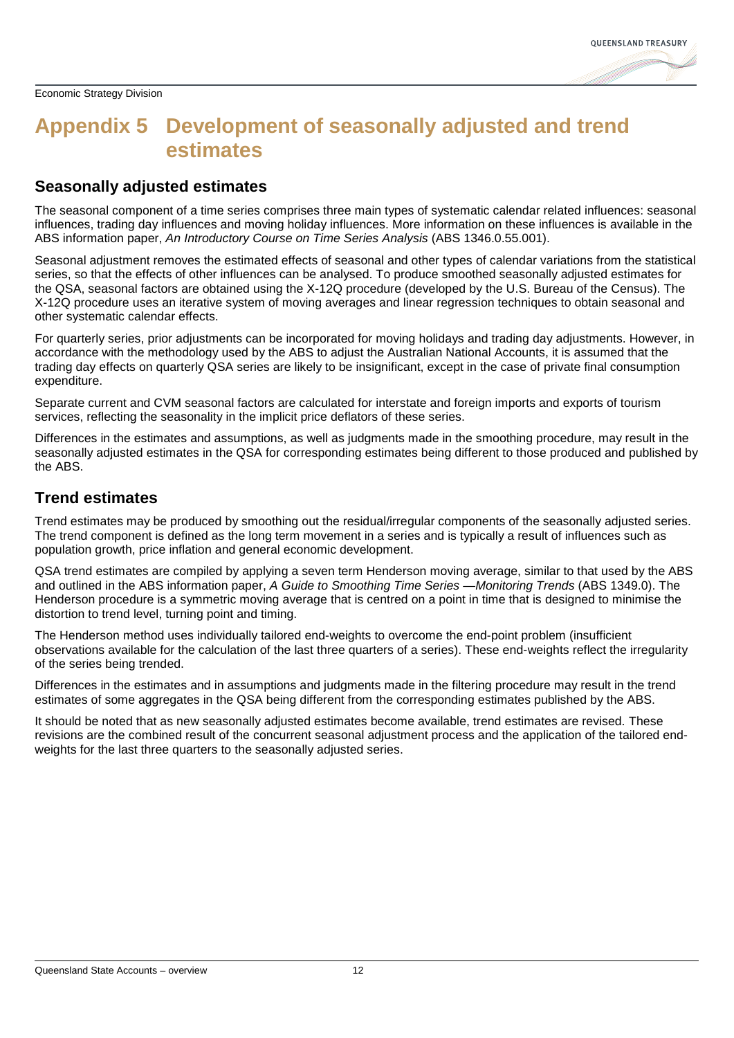# Appendix 5 Development of seasonally adjusted and trend estimates

## Seasonally adjusted estimates

The seasonal component of a time series comprises three main types of systematic calendar related influences: seasonal influences, trading day influences and moving holiday influences. More information on these influences is available in the ABS information paper, *An Introductory Course on Time Series Analysis* (ABS 1346.0.55.001).

Seasonal adjustment removes the estimated effects of seasonal and other types of calendar variations from the statistical series, so that the effects of other influences can be analysed. To produce smoothed seasonally adjusted estimates for the QSA, seasonal factors are obtained using the X-12Q procedure (developed by the U.S. Bureau of the Census). The X-12Q procedure uses an iterative system of moving averages and linear regression techniques to obtain seasonal and other systematic calendar effects.

For quarterly series, prior adjustments can be incorporated for moving holidays and trading day adjustments. However, in accordance with the methodology used by the ABS to adjust the Australian National Accounts, it is assumed that the trading day effects on quarterly QSA series are likely to be insignificant, except in the case of private final consumption expenditure.

Separate current and CVM seasonal factors are calculated for interstate and foreign imports and exports of tourism services, reflecting the seasonality in the implicit price deflators of these series.

Differences in the estimates and assumptions, as well as judgments made in the smoothing procedure, may result in the seasonally adjusted estimates in the QSA for corresponding estimates being different to those produced and published by the ABS.

## Trend estimates

Trend estimates may be produced by smoothing out the residual/irregular components of the seasonally adjusted series. The trend component is defined as the long term movement in a series and is typically a result of influences such as population growth, price inflation and general economic development.

QSA trend estimates are compiled by applying a seven term Henderson moving average, similar to that used by the ABS and outlined in the ABS information paper, *A Guide to Smoothing Time Series —Monitoring Trends* (ABS 1349.0). The Henderson procedure is a symmetric moving average that is centred on a point in time that is designed to minimise the distortion to trend level, turning point and timing.

The Henderson method uses individually tailored end-weights to overcome the end-point problem (insufficient observations available for the calculation of the last three quarters of a series). These end-weights reflect the irregularity of the series being trended.

Differences in the estimates and in assumptions and judgments made in the filtering procedure may result in the trend estimates of some aggregates in the QSA being different from the corresponding estimates published by the ABS.

It should be noted that as new seasonally adjusted estimates become available, trend estimates are revised. These revisions are the combined result of the concurrent seasonal adjustment process and the application of the tailored end-weights for the last three quarters to the seasonally adjusted series.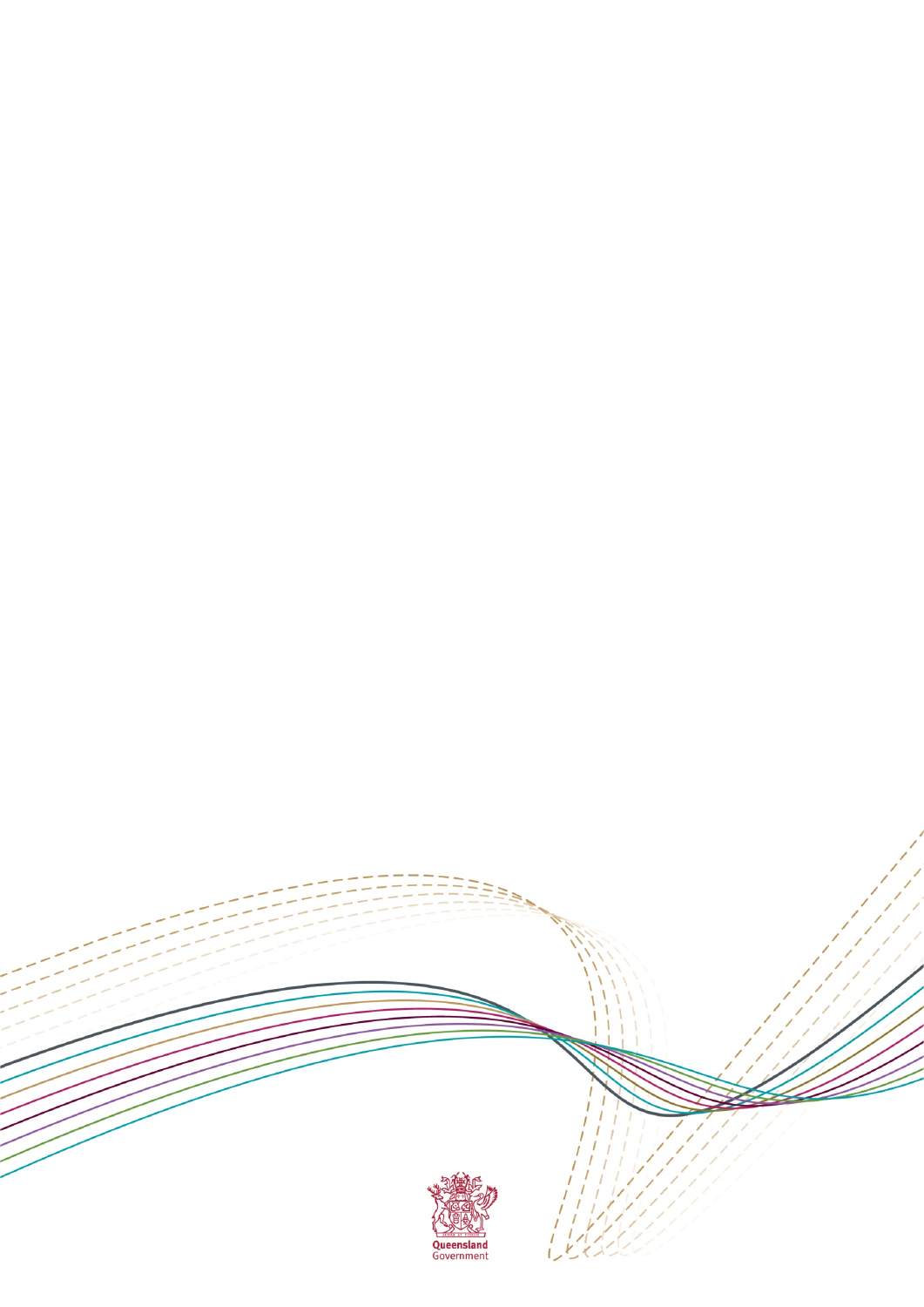Queensland Government